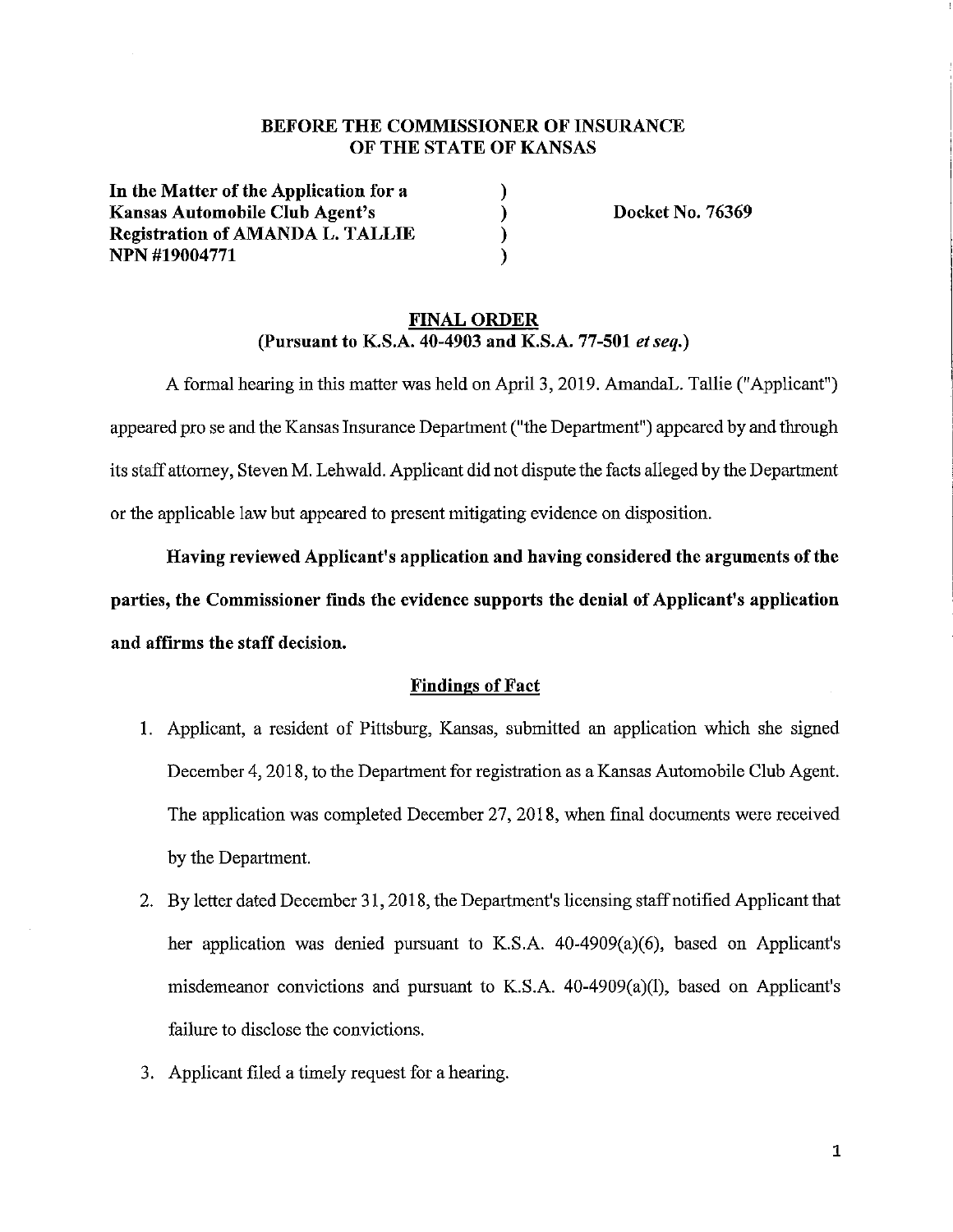**BEFORE THE COMMISSIONER OF INSURANCE**
**OF THE STATE OF KANSAS**

**In the Matter of the Application for a** )
**Kansas Automobile Club Agent's** ) **Docket No. 76369**
**Registration of AMANDA L. TALLIE** )
**NPN #19004771** )

**FINAL ORDER**
**(Pursuant to K.S.A. 40-4903 and K.S.A. 77-501 *et seq.*)**

A formal hearing in this matter was held on April 3, 2019. AmandaL. Tallie ("Applicant") appeared pro se and the Kansas Insurance Department ("the Department") appeared by and through its staff attorney, Steven M. Lehwald. Applicant did not dispute the facts alleged by the Department or the applicable law but appeared to present mitigating evidence on disposition.

**Having reviewed Applicant's application and having considered the arguments of the parties, the Commissioner finds the evidence supports the denial of Applicant's application and affirms the staff decision.**

**Findings of Fact**

1. Applicant, a resident of Pittsburg, Kansas, submitted an application which she signed December 4, 2018, to the Department for registration as a Kansas Automobile Club Agent. The application was completed December 27, 2018, when final documents were received by the Department.
2. By letter dated December 31, 2018, the Department's licensing staff notified Applicant that her application was denied pursuant to K.S.A. 40-4909(a)(6), based on Applicant's misdemeanor convictions and pursuant to K.S.A. 40-4909(a)(l), based on Applicant's failure to disclose the convictions.
3. Applicant filed a timely request for a hearing.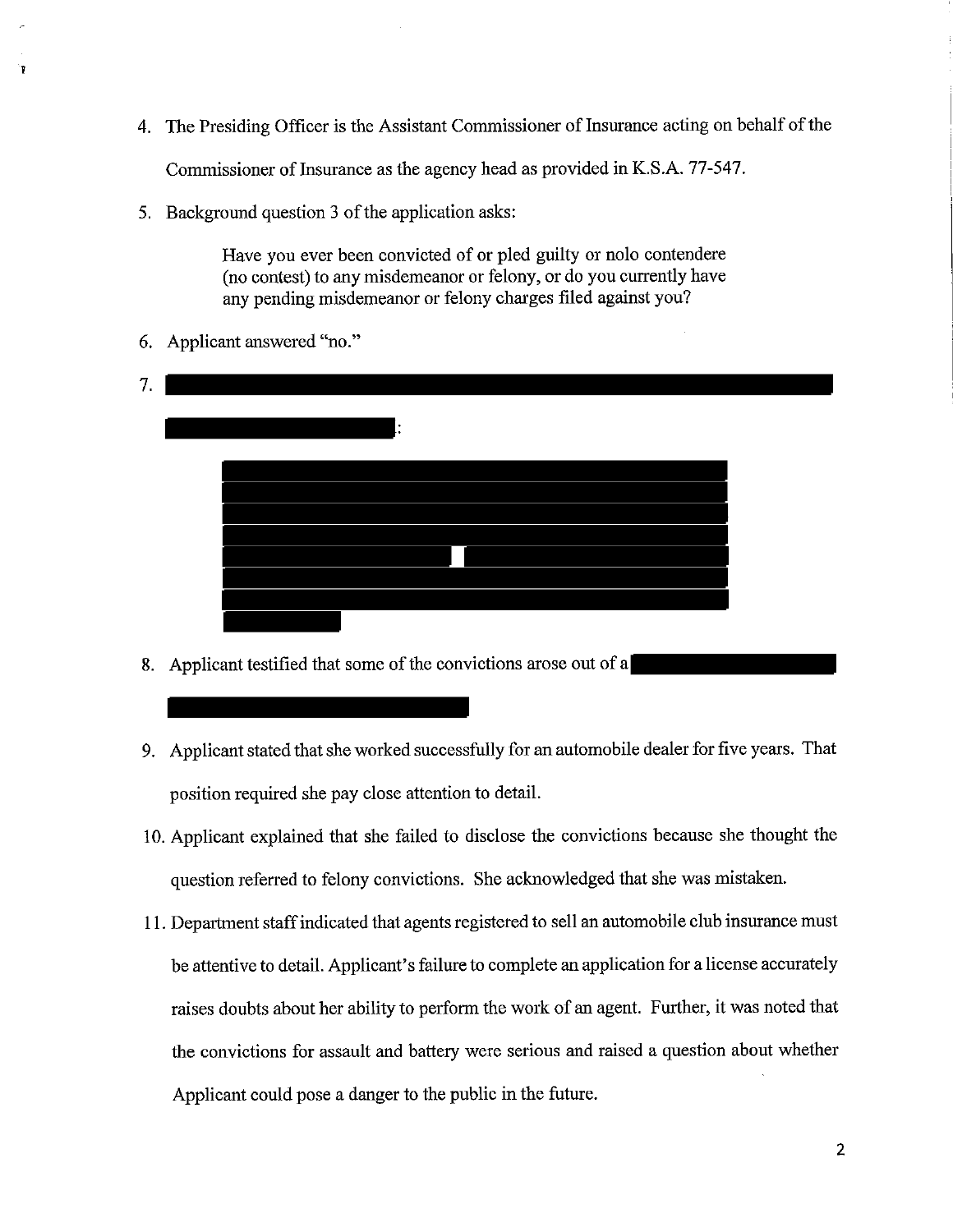4. The Presiding Officer is the Assistant Commissioner of Insurance acting on behalf of the Commissioner of Insurance as the agency head as provided in K.S.A. 77-547.

5. Background question 3 of the application asks:

   > Have you ever been convicted of or pled guilty or nolo contendere (no contest) to any misdemeanor or felony, or do you currently have any pending misdemeanor or felony charges filed against you?

6. Applicant answered "no."

7. [REDACTED]:

   > [REDACTED]

8. Applicant testified that some of the convictions arose out of a [REDACTED]

9. Applicant stated that she worked successfully for an automobile dealer for five years. That position required she pay close attention to detail.

10. Applicant explained that she failed to disclose the convictions because she thought the question referred to felony convictions. She acknowledged that she was mistaken.

11. Department staff indicated that agents registered to sell an automobile club insurance must be attentive to detail. Applicant's failure to complete an application for a license accurately raises doubts about her ability to perform the work of an agent. Further, it was noted that the convictions for assault and battery were serious and raised a question about whether Applicant could pose a danger to the public in the future.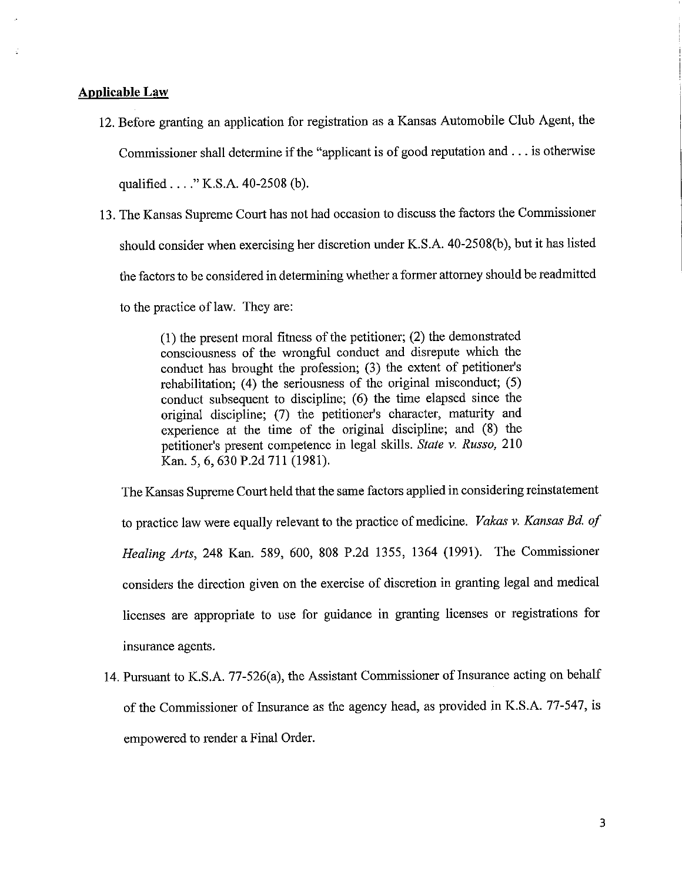**Applicable Law**

12. Before granting an application for registration as a Kansas Automobile Club Agent, the Commissioner shall determine if the "applicant is of good reputation and . . . is otherwise qualified . . . ." K.S.A. 40-2508 (b).

13. The Kansas Supreme Court has not had occasion to discuss the factors the Commissioner should consider when exercising her discretion under K.S.A. 40-2508(b), but it has listed the factors to be considered in determining whether a former attorney should be readmitted to the practice of law. They are:

    > (1) the present moral fitness of the petitioner; (2) the demonstrated consciousness of the wrongful conduct and disrepute which the conduct has brought the profession; (3) the extent of petitioner's rehabilitation; (4) the seriousness of the original misconduct; (5) conduct subsequent to discipline; (6) the time elapsed since the original discipline; (7) the petitioner's character, maturity and experience at the time of the original discipline; and (8) the petitioner's present competence in legal skills. *State v. Russo,* 210 Kan. 5, 6, 630 P.2d 711 (1981).

    The Kansas Supreme Court held that the same factors applied in considering reinstatement to practice law were equally relevant to the practice of medicine. *Vakas v. Kansas Bd. of Healing Arts*, 248 Kan. 589, 600, 808 P.2d 1355, 1364 (1991). The Commissioner considers the direction given on the exercise of discretion in granting legal and medical licenses are appropriate to use for guidance in granting licenses or registrations for insurance agents.

14. Pursuant to K.S.A. 77-526(a), the Assistant Commissioner of Insurance acting on behalf of the Commissioner of Insurance as the agency head, as provided in K.S.A. 77-547, is empowered to render a Final Order.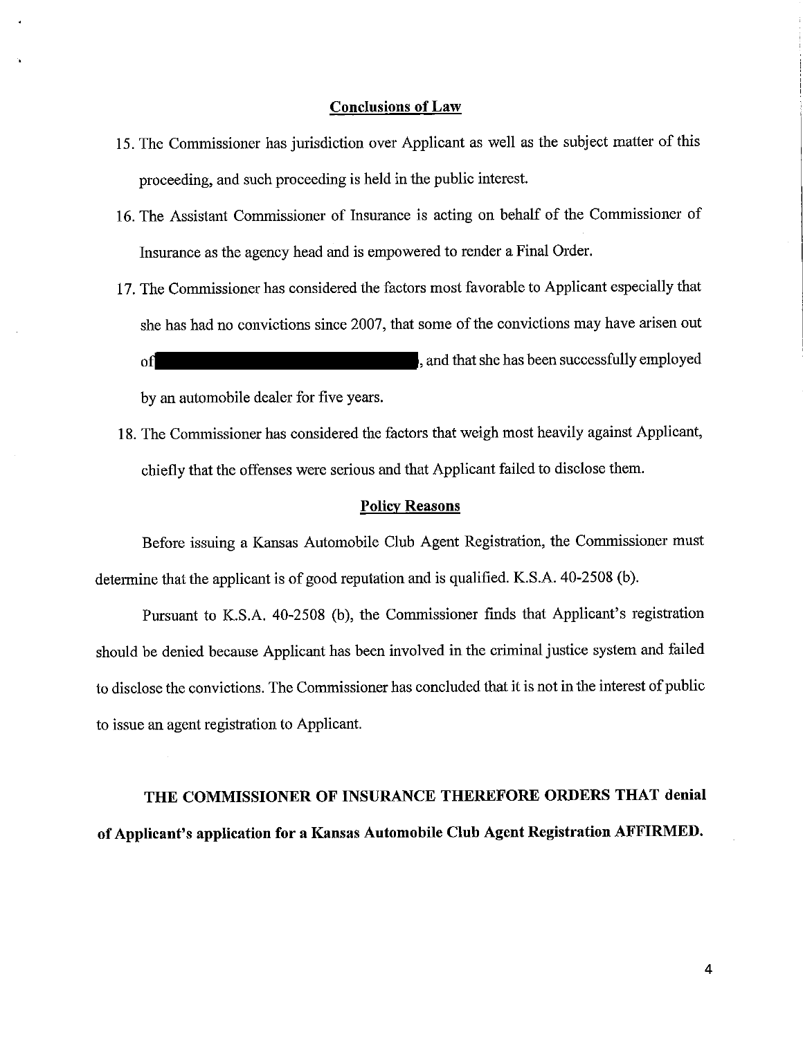## Conclusions of Law

15. The Commissioner has jurisdiction over Applicant as well as the subject matter of this proceeding, and such proceeding is held in the public interest.

16. The Assistant Commissioner of Insurance is acting on behalf of the Commissioner of Insurance as the agency head and is empowered to render a Final Order.

17. The Commissioner has considered the factors most favorable to Applicant especially that she has had no convictions since 2007, that some of the convictions may have arisen out of [REDACTED], and that she has been successfully employed by an automobile dealer for five years.

18. The Commissioner has considered the factors that weigh most heavily against Applicant, chiefly that the offenses were serious and that Applicant failed to disclose them.

## Policy Reasons

Before issuing a Kansas Automobile Club Agent Registration, the Commissioner must determine that the applicant is of good reputation and is qualified. K.S.A. 40-2508 (b).

Pursuant to K.S.A. 40-2508 (b), the Commissioner finds that Applicant's registration should be denied because Applicant has been involved in the criminal justice system and failed to disclose the convictions. The Commissioner has concluded that it is not in the interest of public to issue an agent registration to Applicant.

**THE COMMISSIONER OF INSURANCE THEREFORE ORDERS THAT denial of Applicant's application for a Kansas Automobile Club Agent Registration AFFIRMED.**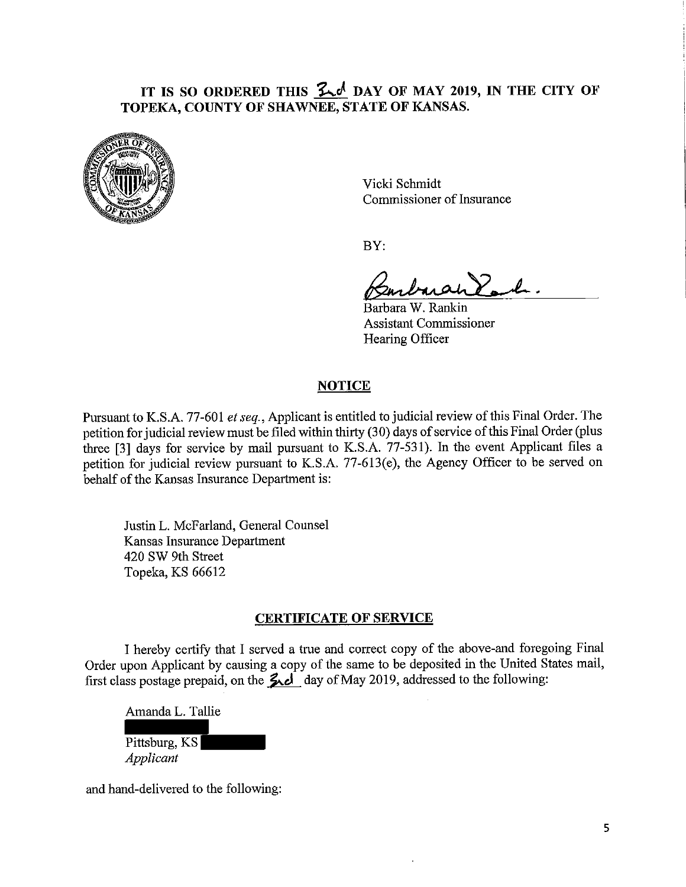**IT IS SO ORDERED THIS 3rd DAY OF MAY 2019, IN THE CITY OF TOPEKA, COUNTY OF SHAWNEE, STATE OF KANSAS.**

Vicki Schmidt
Commissioner of Insurance

BY:

Barbara W. Rankin
Assistant Commissioner
Hearing Officer

## NOTICE

Pursuant to K.S.A. 77-601 *et seq.*, Applicant is entitled to judicial review of this Final Order. The petition for judicial review must be filed within thirty (30) days of service of this Final Order (plus three [3] days for service by mail pursuant to K.S.A. 77-531). In the event Applicant files a petition for judicial review pursuant to K.S.A. 77-613(e), the Agency Officer to be served on behalf of the Kansas Insurance Department is:

Justin L. McFarland, General Counsel
Kansas Insurance Department
420 SW 9th Street
Topeka, KS 66612

## CERTIFICATE OF SERVICE

I hereby certify that I served a true and correct copy of the above-and foregoing Final Order upon Applicant by causing a copy of the same to be deposited in the United States mail, first class postage prepaid, on the 3rd day of May 2019, addressed to the following:

Amanda L. Tallie
[REDACTED]
Pittsburg, KS [REDACTED]
*Applicant*

and hand-delivered to the following: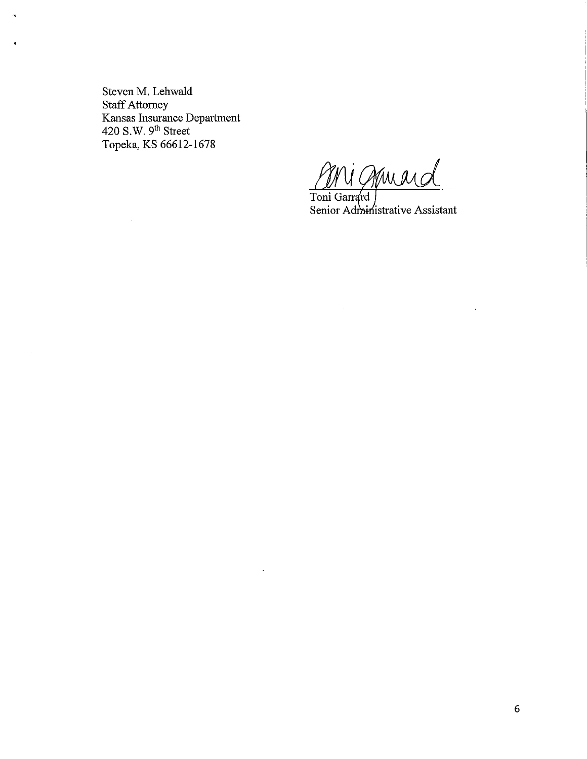Steven M. Lehwald
Staff Attorney
Kansas Insurance Department
420 S.W. 9th Street
Topeka, KS 66612-1678

Toni Garrard
Senior Administrative Assistant